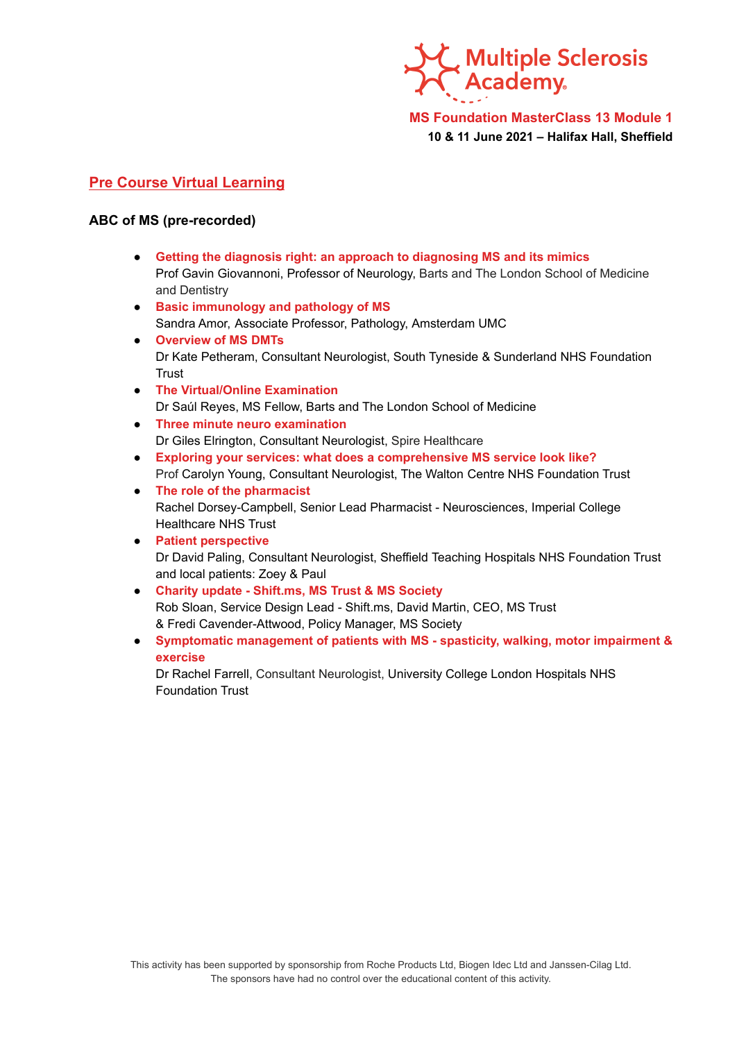Multiple Sclerosis Academy®

**MS Foundation MasterClass 13 Module 1**
**10 & 11 June 2021 – Halifax Hall, Sheffield**

## Pre Course Virtual Learning

### ABC of MS (pre-recorded)

- **Getting the diagnosis right: an approach to diagnosing MS and its mimics**
  Prof Gavin Giovannoni, Professor of Neurology, Barts and The London School of Medicine and Dentistry
- **Basic immunology and pathology of MS**
  Sandra Amor, Associate Professor, Pathology, Amsterdam UMC
- **Overview of MS DMTs**
  Dr Kate Petheram, Consultant Neurologist, South Tyneside & Sunderland NHS Foundation Trust
- **The Virtual/Online Examination**
  Dr Saúl Reyes, MS Fellow, Barts and The London School of Medicine
- **Three minute neuro examination**
  Dr Giles Elrington, Consultant Neurologist, Spire Healthcare
- **Exploring your services: what does a comprehensive MS service look like?**
  Prof Carolyn Young, Consultant Neurologist, The Walton Centre NHS Foundation Trust
- **The role of the pharmacist**
  Rachel Dorsey-Campbell, Senior Lead Pharmacist - Neurosciences, Imperial College Healthcare NHS Trust
- **Patient perspective**
  Dr David Paling, Consultant Neurologist, Sheffield Teaching Hospitals NHS Foundation Trust and local patients: Zoey & Paul
- **Charity update - Shift.ms, MS Trust & MS Society**
  Rob Sloan, Service Design Lead - Shift.ms, David Martin, CEO, MS Trust & Fredi Cavender-Attwood, Policy Manager, MS Society
- **Symptomatic management of patients with MS - spasticity, walking, motor impairment & exercise**
  Dr Rachel Farrell, Consultant Neurologist, University College London Hospitals NHS Foundation Trust

This activity has been supported by sponsorship from Roche Products Ltd, Biogen Idec Ltd and Janssen-Cilag Ltd. The sponsors have had no control over the educational content of this activity.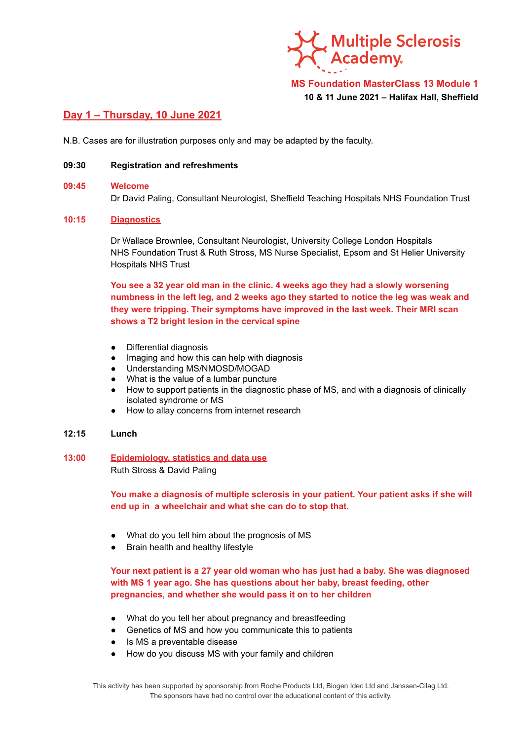Multiple Sclerosis Academy

**MS Foundation MasterClass 13 Module 1**

**10 & 11 June 2021 – Halifax Hall, Sheffield**

## Day 1 – Thursday, 10 June 2021

N.B. Cases are for illustration purposes only and may be adapted by the faculty.

**09:30** **Registration and refreshments**

**09:45** **Welcome**

Dr David Paling, Consultant Neurologist, Sheffield Teaching Hospitals NHS Foundation Trust

**10:15** **Diagnostics**

Dr Wallace Brownlee, Consultant Neurologist, University College London Hospitals NHS Foundation Trust & Ruth Stross, MS Nurse Specialist, Epsom and St Helier University Hospitals NHS Trust

**You see a 32 year old man in the clinic. 4 weeks ago they had a slowly worsening numbness in the left leg, and 2 weeks ago they started to notice the leg was weak and they were tripping. Their symptoms have improved in the last week. Their MRI scan shows a T2 bright lesion in the cervical spine**

- Differential diagnosis
- Imaging and how this can help with diagnosis
- Understanding MS/NMOSD/MOGAD
- What is the value of a lumbar puncture
- How to support patients in the diagnostic phase of MS, and with a diagnosis of clinically isolated syndrome or MS
- How to allay concerns from internet research

**12:15** **Lunch**

**13:00** **Epidemiology, statistics and data use**

Ruth Stross & David Paling

**You make a diagnosis of multiple sclerosis in your patient. Your patient asks if she will end up in a wheelchair and what she can do to stop that.**

- What do you tell him about the prognosis of MS
- Brain health and healthy lifestyle

**Your next patient is a 27 year old woman who has just had a baby. She was diagnosed with MS 1 year ago. She has questions about her baby, breast feeding, other pregnancies, and whether she would pass it on to her children**

- What do you tell her about pregnancy and breastfeeding
- Genetics of MS and how you communicate this to patients
- Is MS a preventable disease
- How do you discuss MS with your family and children

This activity has been supported by sponsorship from Roche Products Ltd, Biogen Idec Ltd and Janssen-Cilag Ltd. The sponsors have had no control over the educational content of this activity.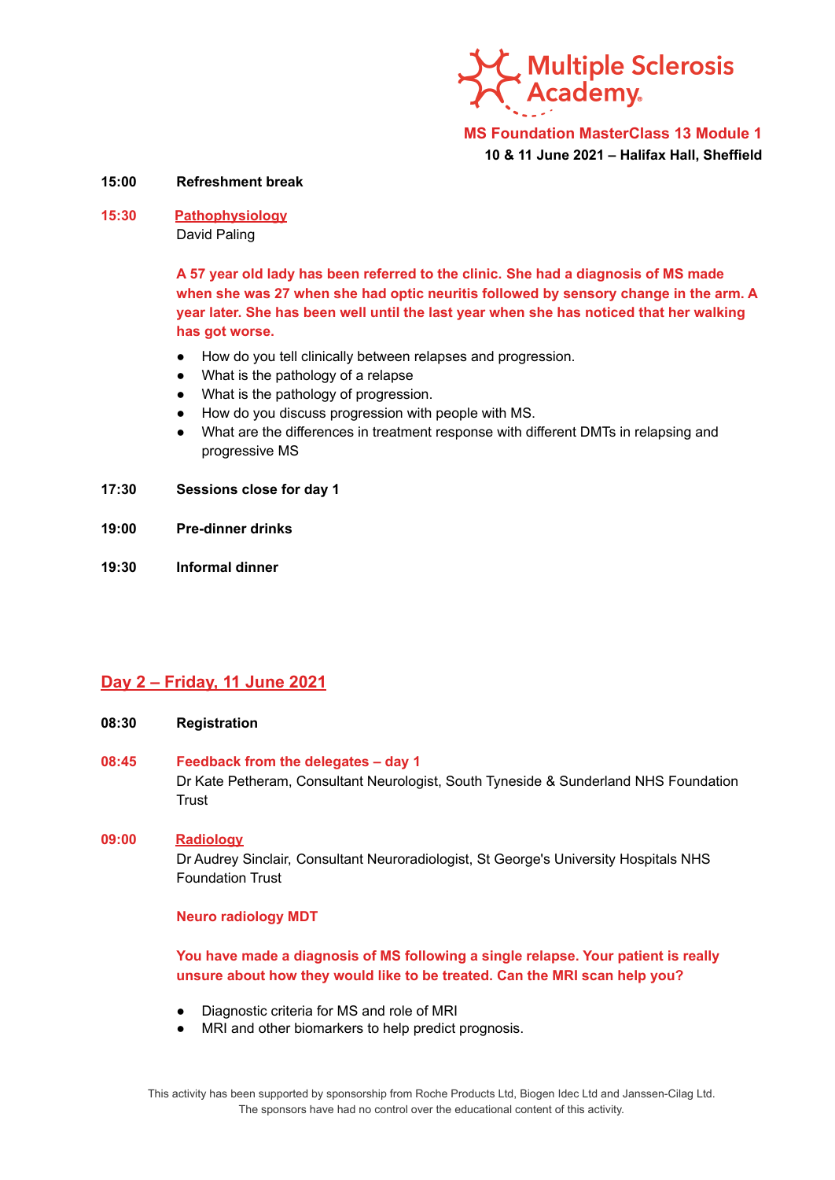**15:00 Refreshment break**

**15:30 Pathophysiology**
David Paling

**A 57 year old lady has been referred to the clinic. She had a diagnosis of MS made when she was 27 when she had optic neuritis followed by sensory change in the arm. A year later. She has been well until the last year when she has noticed that her walking has got worse.**

- How do you tell clinically between relapses and progression.
- What is the pathology of a relapse
- What is the pathology of progression.
- How do you discuss progression with people with MS.
- What are the differences in treatment response with different DMTs in relapsing and progressive MS

**17:30 Sessions close for day 1**

**19:00 Pre-dinner drinks**

**19:30 Informal dinner**

## Day 2 – Friday, 11 June 2021

**08:30 Registration**

**08:45 Feedback from the delegates – day 1**
Dr Kate Petheram, Consultant Neurologist, South Tyneside & Sunderland NHS Foundation Trust

**09:00 Radiology**
Dr Audrey Sinclair, Consultant Neuroradiologist, St George's University Hospitals NHS Foundation Trust

**Neuro radiology MDT**

**You have made a diagnosis of MS following a single relapse. Your patient is really unsure about how they would like to be treated. Can the MRI scan help you?**

- Diagnostic criteria for MS and role of MRI
- MRI and other biomarkers to help predict prognosis.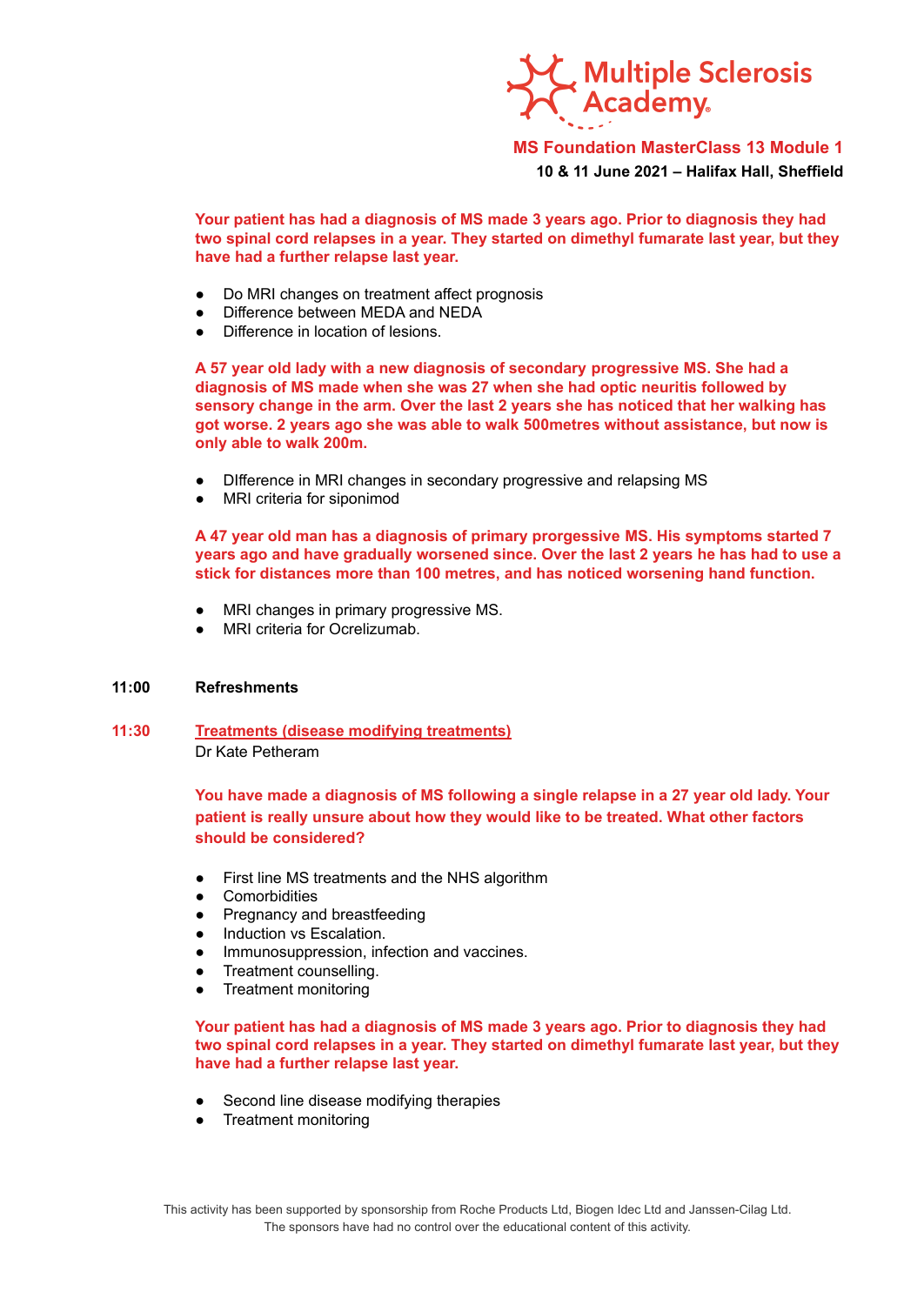**Your patient has had a diagnosis of MS made 3 years ago. Prior to diagnosis they had two spinal cord relapses in a year. They started on dimethyl fumarate last year, but they have had a further relapse last year.**

- Do MRI changes on treatment affect prognosis
- Difference between MEDA and NEDA
- Difference in location of lesions.

**A 57 year old lady with a new diagnosis of secondary progressive MS. She had a diagnosis of MS made when she was 27 when she had optic neuritis followed by sensory change in the arm. Over the last 2 years she has noticed that her walking has got worse. 2 years ago she was able to walk 500metres without assistance, but now is only able to walk 200m.**

- DIfference in MRI changes in secondary progressive and relapsing MS
- MRI criteria for siponimod

**A 47 year old man has a diagnosis of primary prorgessive MS. His symptoms started 7 years ago and have gradually worsened since. Over the last 2 years he has had to use a stick for distances more than 100 metres, and has noticed worsening hand function.**

- MRI changes in primary progressive MS.
- MRI criteria for Ocrelizumab.

**11:00 Refreshments**

**11:30 Treatments (disease modifying treatments)**
Dr Kate Petheram

**You have made a diagnosis of MS following a single relapse in a 27 year old lady. Your patient is really unsure about how they would like to be treated. What other factors should be considered?**

- First line MS treatments and the NHS algorithm
- Comorbidities
- Pregnancy and breastfeeding
- Induction vs Escalation.
- Immunosuppression, infection and vaccines.
- Treatment counselling.
- Treatment monitoring

**Your patient has had a diagnosis of MS made 3 years ago. Prior to diagnosis they had two spinal cord relapses in a year. They started on dimethyl fumarate last year, but they have had a further relapse last year.**

- Second line disease modifying therapies
- Treatment monitoring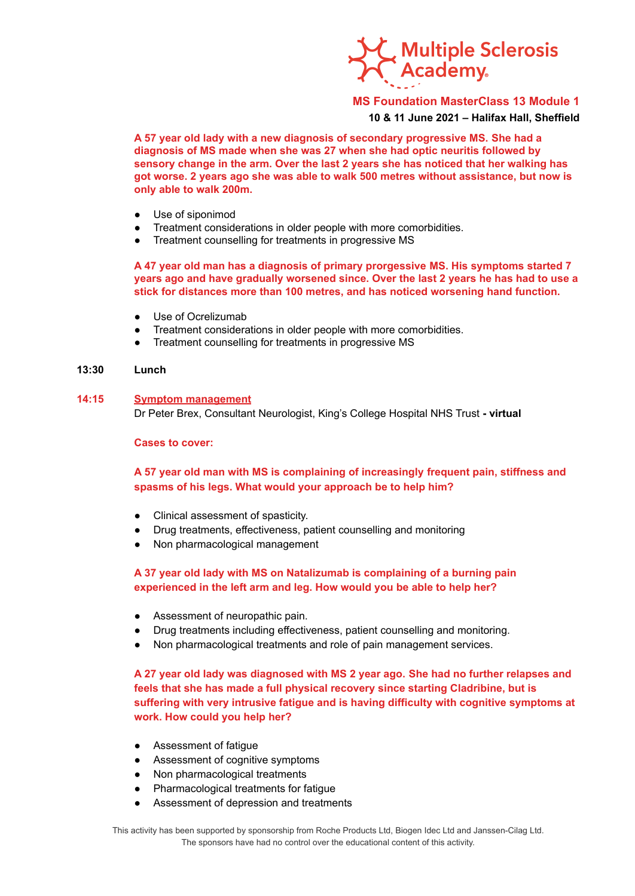**A 57 year old lady with a new diagnosis of secondary progressive MS. She had a diagnosis of MS made when she was 27 when she had optic neuritis followed by sensory change in the arm. Over the last 2 years she has noticed that her walking has got worse. 2 years ago she was able to walk 500 metres without assistance, but now is only able to walk 200m.**

- Use of siponimod
- Treatment considerations in older people with more comorbidities.
- Treatment counselling for treatments in progressive MS

**A 47 year old man has a diagnosis of primary prorgessive MS. His symptoms started 7 years ago and have gradually worsened since. Over the last 2 years he has had to use a stick for distances more than 100 metres, and has noticed worsening hand function.**

- Use of Ocrelizumab
- Treatment considerations in older people with more comorbidities.
- Treatment counselling for treatments in progressive MS

**13:30** **Lunch**

**14:15** **Symptom management**

Dr Peter Brex, Consultant Neurologist, King's College Hospital NHS Trust **- virtual**

**Cases to cover:**

**A 57 year old man with MS is complaining of increasingly frequent pain, stiffness and spasms of his legs. What would your approach be to help him?**

- Clinical assessment of spasticity.
- Drug treatments, effectiveness, patient counselling and monitoring
- Non pharmacological management

**A 37 year old lady with MS on Natalizumab is complaining of a burning pain experienced in the left arm and leg. How would you be able to help her?**

- Assessment of neuropathic pain.
- Drug treatments including effectiveness, patient counselling and monitoring.
- Non pharmacological treatments and role of pain management services.

**A 27 year old lady was diagnosed with MS 2 year ago. She had no further relapses and feels that she has made a full physical recovery since starting Cladribine, but is suffering with very intrusive fatigue and is having difficulty with cognitive symptoms at work. How could you help her?**

- Assessment of fatigue
- Assessment of cognitive symptoms
- Non pharmacological treatments
- Pharmacological treatments for fatigue
- Assessment of depression and treatments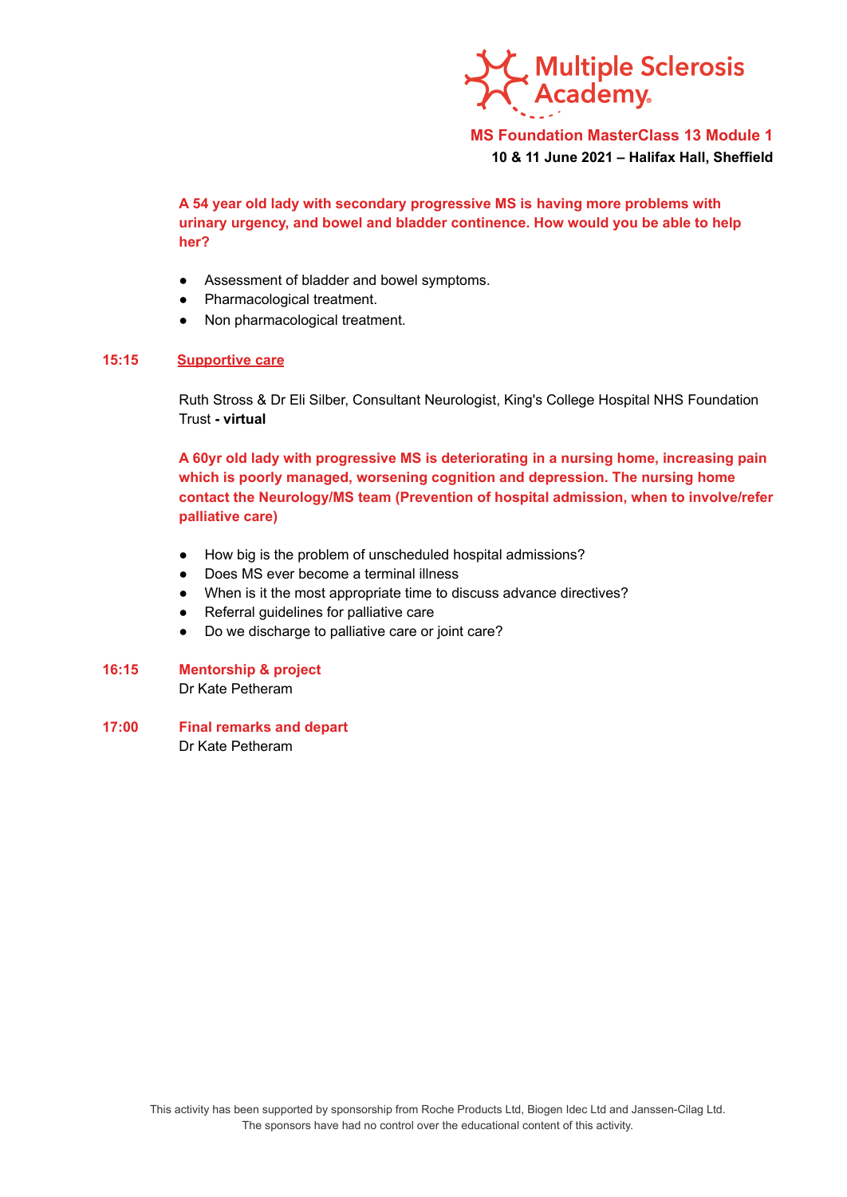**MS Foundation MasterClass 13 Module 1**

**10 & 11 June 2021 – Halifax Hall, Sheffield**

**A 54 year old lady with secondary progressive MS is having more problems with urinary urgency, and bowel and bladder continence. How would you be able to help her?**

- Assessment of bladder and bowel symptoms.
- Pharmacological treatment.
- Non pharmacological treatment.

**15:15** **Supportive care**

Ruth Stross & Dr Eli Silber, Consultant Neurologist, King's College Hospital NHS Foundation Trust **- virtual**

**A 60yr old lady with progressive MS is deteriorating in a nursing home, increasing pain which is poorly managed, worsening cognition and depression. The nursing home contact the Neurology/MS team (Prevention of hospital admission, when to involve/refer palliative care)**

- How big is the problem of unscheduled hospital admissions?
- Does MS ever become a terminal illness
- When is it the most appropriate time to discuss advance directives?
- Referral guidelines for palliative care
- Do we discharge to palliative care or joint care?

**16:15** **Mentorship & project**
Dr Kate Petheram

**17:00** **Final remarks and depart**
Dr Kate Petheram

This activity has been supported by sponsorship from Roche Products Ltd, Biogen Idec Ltd and Janssen-Cilag Ltd. The sponsors have had no control over the educational content of this activity.